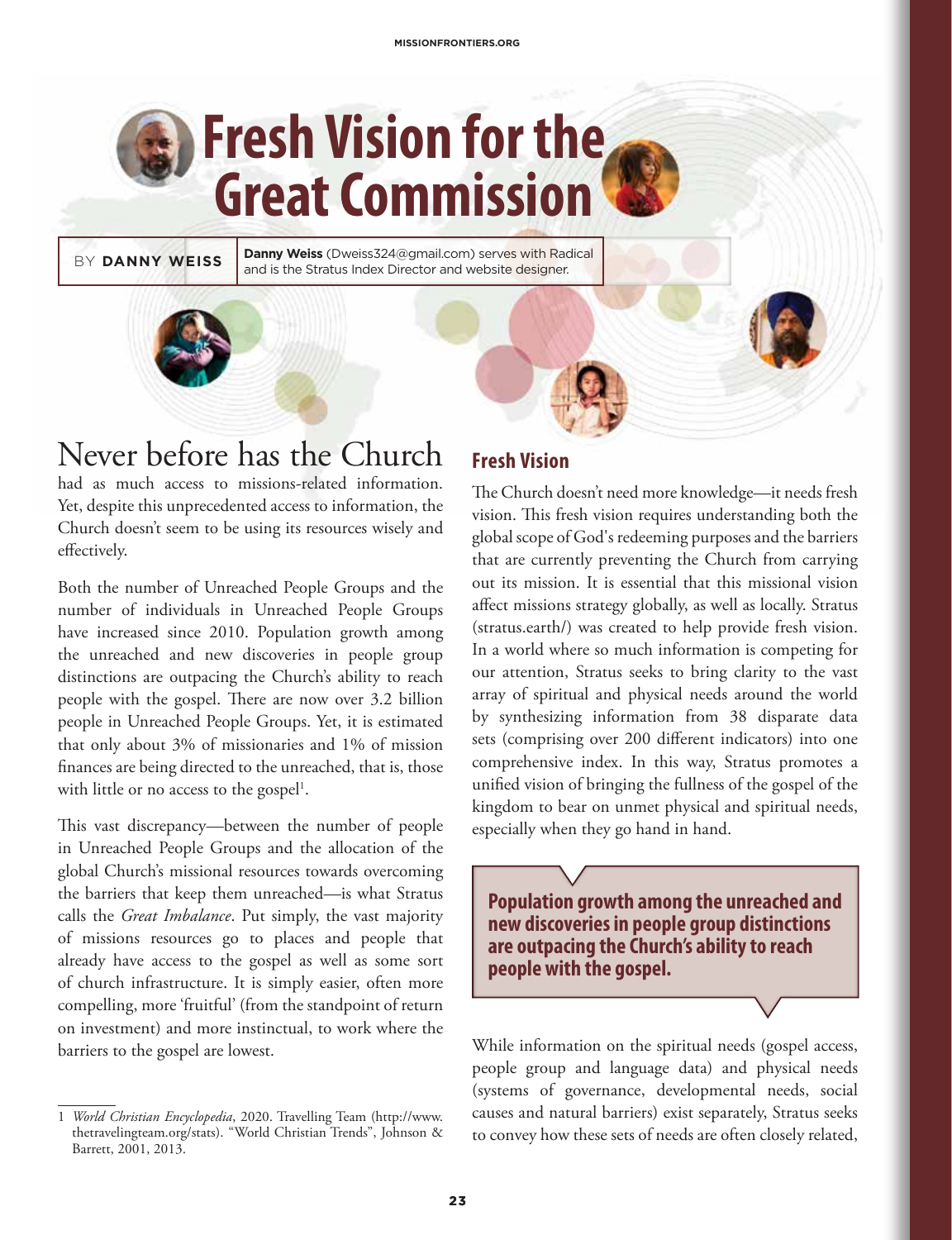# Fresh Vision for the Great Commission

BY **DANNY WEISS**

**Danny Weiss** (Dweiss324@gmail.com) serves with Radical and is the Stratus Index Director and website designer.

Never before has the Church had as much access to missions-related information. Yet, despite this unprecedented access to information, the Church doesn't seem to be using its resources wisely and effectively.

Both the number of Unreached People Groups and the number of individuals in Unreached People Groups have increased since 2010. Population growth among the unreached and new discoveries in people group distinctions are outpacing the Church's ability to reach people with the gospel. There are now over 3.2 billion people in Unreached People Groups. Yet, it is estimated that only about 3% of missionaries and 1% of mission finances are being directed to the unreached, that is, those with little or no access to the gospel[1].

This vast discrepancy—between the number of people in Unreached People Groups and the allocation of the global Church's missional resources towards overcoming the barriers that keep them unreached—is what Stratus calls the *Great Imbalance*. Put simply, the vast majority of missions resources go to places and people that already have access to the gospel as well as some sort of church infrastructure. It is simply easier, often more compelling, more 'fruitful' (from the standpoint of return on investment) and more instinctual, to work where the barriers to the gospel are lowest.

## Fresh Vision

The Church doesn't need more knowledge—it needs fresh vision. This fresh vision requires understanding both the global scope of God's redeeming purposes and the barriers that are currently preventing the Church from carrying out its mission. It is essential that this missional vision affect missions strategy globally, as well as locally. Stratus (stratus.earth/) was created to help provide fresh vision. In a world where so much information is competing for our attention, Stratus seeks to bring clarity to the vast array of spiritual and physical needs around the world by synthesizing information from 38 disparate data sets (comprising over 200 different indicators) into one comprehensive index. In this way, Stratus promotes a unified vision of bringing the fullness of the gospel of the kingdom to bear on unmet physical and spiritual needs, especially when they go hand in hand.

> **Population growth among the unreached and new discoveries in people group distinctions are outpacing the Church's ability to reach people with the gospel.**

While information on the spiritual needs (gospel access, people group and language data) and physical needs (systems of governance, developmental needs, social causes and natural barriers) exist separately, Stratus seeks to convey how these sets of needs are often closely related,

---

1 *World Christian Encyclopedia*, 2020. Travelling Team (http://www.thetravelingteam.org/stats). "World Christian Trends", Johnson & Barrett, 2001, 2013.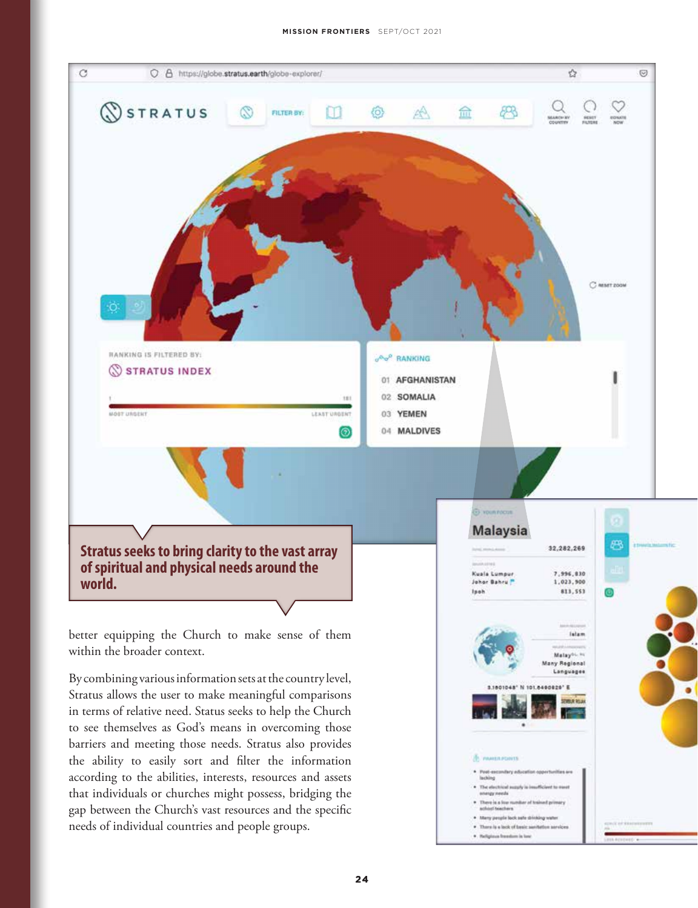**Stratus seeks to bring clarity to the vast array of spiritual and physical needs around the world.**

better equipping the Church to make sense of them within the broader context.

By combining various information sets at the country level, Stratus allows the user to make meaningful comparisons in terms of relative need. Status seeks to help the Church to see themselves as God's means in overcoming those barriers and meeting those needs. Stratus also provides the ability to easily sort and filter the information according to the abilities, interests, resources and assets that individuals or churches might possess, bridging the gap between the Church's vast resources and the specific needs of individual countries and people groups.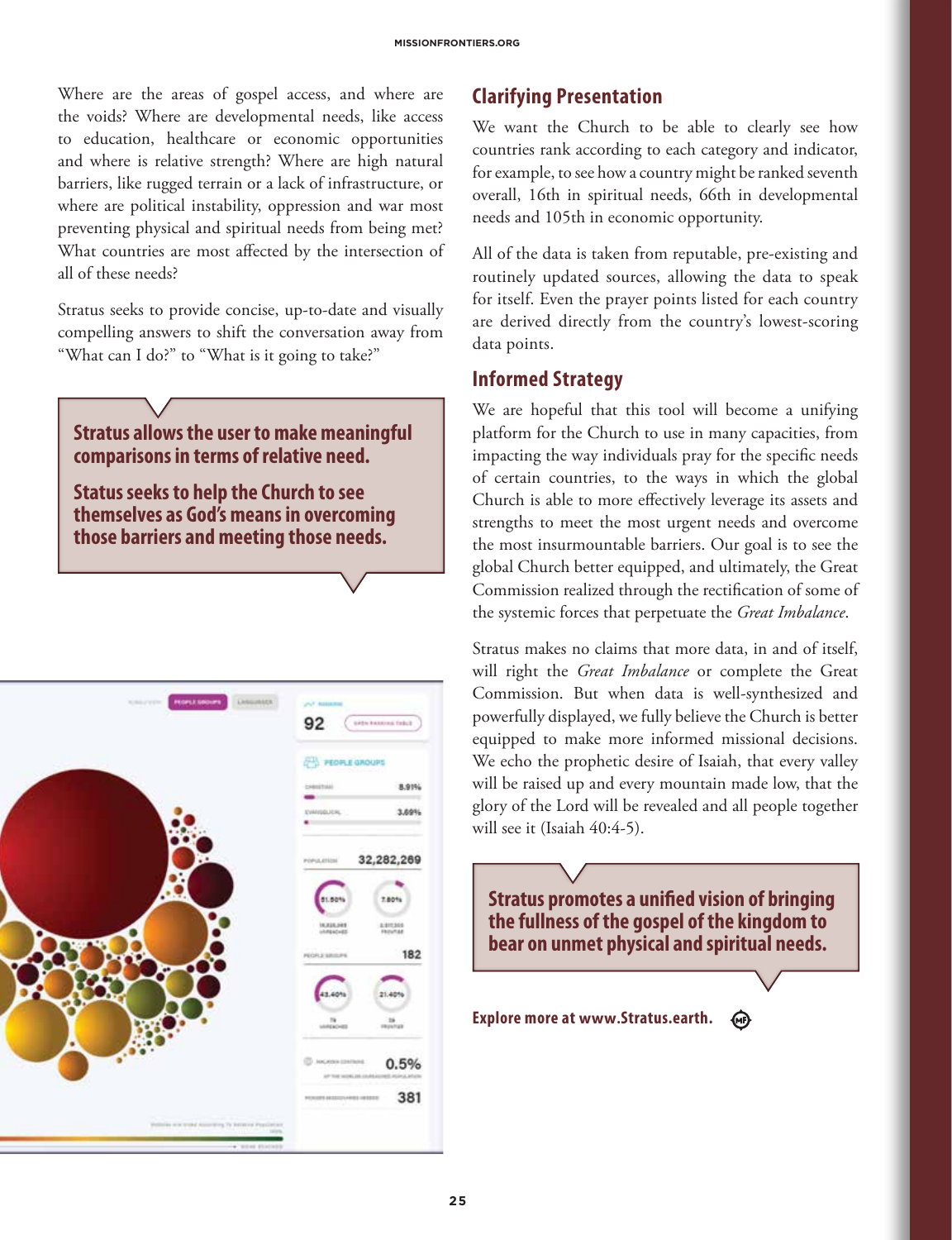Where are the areas of gospel access, and where are the voids? Where are developmental needs, like access to education, healthcare or economic opportunities and where is relative strength? Where are high natural barriers, like rugged terrain or a lack of infrastructure, or where are political instability, oppression and war most preventing physical and spiritual needs from being met? What countries are most affected by the intersection of all of these needs?

Stratus seeks to provide concise, up-to-date and visually compelling answers to shift the conversation away from "What can I do?" to "What is it going to take?"

> **Stratus allows the user to make meaningful comparisons in terms of relative need.**
>
> **Status seeks to help the Church to see themselves as God's means in overcoming those barriers and meeting those needs.**

## Clarifying Presentation

We want the Church to be able to clearly see how countries rank according to each category and indicator, for example, to see how a country might be ranked seventh overall, 16th in spiritual needs, 66th in developmental needs and 105th in economic opportunity.

All of the data is taken from reputable, pre-existing and routinely updated sources, allowing the data to speak for itself. Even the prayer points listed for each country are derived directly from the country's lowest-scoring data points.

## Informed Strategy

We are hopeful that this tool will become a unifying platform for the Church to use in many capacities, from impacting the way individuals pray for the specific needs of certain countries, to the ways in which the global Church is able to more effectively leverage its assets and strengths to meet the most urgent needs and overcome the most insurmountable barriers. Our goal is to see the global Church better equipped, and ultimately, the Great Commission realized through the rectification of some of the systemic forces that perpetuate the *Great Imbalance*.

Stratus makes no claims that more data, in and of itself, will right the *Great Imbalance* or complete the Great Commission. But when data is well-synthesized and powerfully displayed, we fully believe the Church is better equipped to make more informed missional decisions. We echo the prophetic desire of Isaiah, that every valley will be raised up and every mountain made low, that the glory of the Lord will be revealed and all people together will see it (Isaiah 40:4-5).

> **Stratus promotes a unified vision of bringing the fullness of the gospel of the kingdom to bear on unmet physical and spiritual needs.**

**Explore more at www.Stratus.earth.**